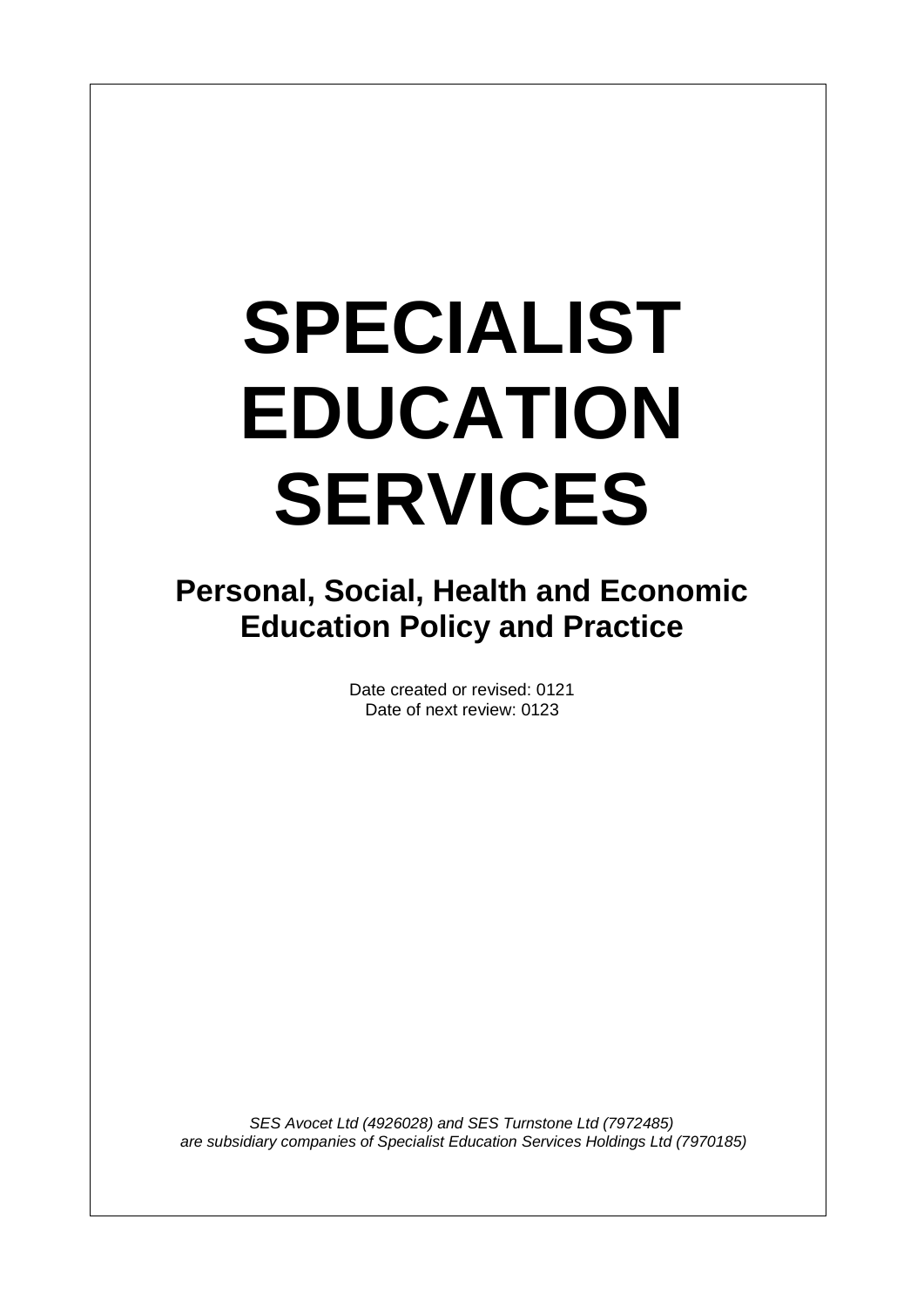# SPECIALIST EDUCATION SERVICES

## Personal, Social, Health and Economic Education Policy and Practice

Date created or revised: 0121
Date of next review: 0123

*SES Avocet Ltd (4926028) and SES Turnstone Ltd (7972485) are subsidiary companies of Specialist Education Services Holdings Ltd (7970185)*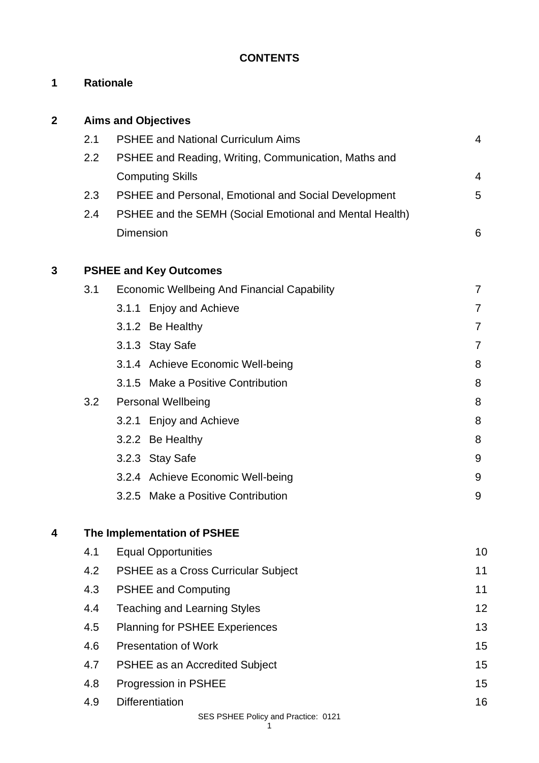**CONTENTS**

| | | | |
|---|---|---|---|
| **1** | **Rationale** | | |
| **2** | **Aims and Objectives** | | |
| | 2.1 | PSHEE and National Curriculum Aims | 4 |
| | 2.2 | PSHEE and Reading, Writing, Communication, Maths and Computing Skills | 4 |
| | 2.3 | PSHEE and Personal, Emotional and Social Development | 5 |
| | 2.4 | PSHEE and the SEMH (Social Emotional and Mental Health) Dimension | 6 |
| **3** | **PSHEE and Key Outcomes** | | |
| | 3.1 | Economic Wellbeing And Financial Capability | 7 |
| | | 3.1.1 Enjoy and Achieve | 7 |
| | | 3.1.2 Be Healthy | 7 |
| | | 3.1.3 Stay Safe | 7 |
| | | 3.1.4 Achieve Economic Well-being | 8 |
| | | 3.1.5 Make a Positive Contribution | 8 |
| | 3.2 | Personal Wellbeing | 8 |
| | | 3.2.1 Enjoy and Achieve | 8 |
| | | 3.2.2 Be Healthy | 8 |
| | | 3.2.3 Stay Safe | 9 |
| | | 3.2.4 Achieve Economic Well-being | 9 |
| | | 3.2.5 Make a Positive Contribution | 9 |
| **4** | **The Implementation of PSHEE** | | |
| | 4.1 | Equal Opportunities | 10 |
| | 4.2 | PSHEE as a Cross Curricular Subject | 11 |
| | 4.3 | PSHEE and Computing | 11 |
| | 4.4 | Teaching and Learning Styles | 12 |
| | 4.5 | Planning for PSHEE Experiences | 13 |
| | 4.6 | Presentation of Work | 15 |
| | 4.7 | PSHEE as an Accredited Subject | 15 |
| | 4.8 | Progression in PSHEE | 15 |
| | 4.9 | Differentiation | 16 |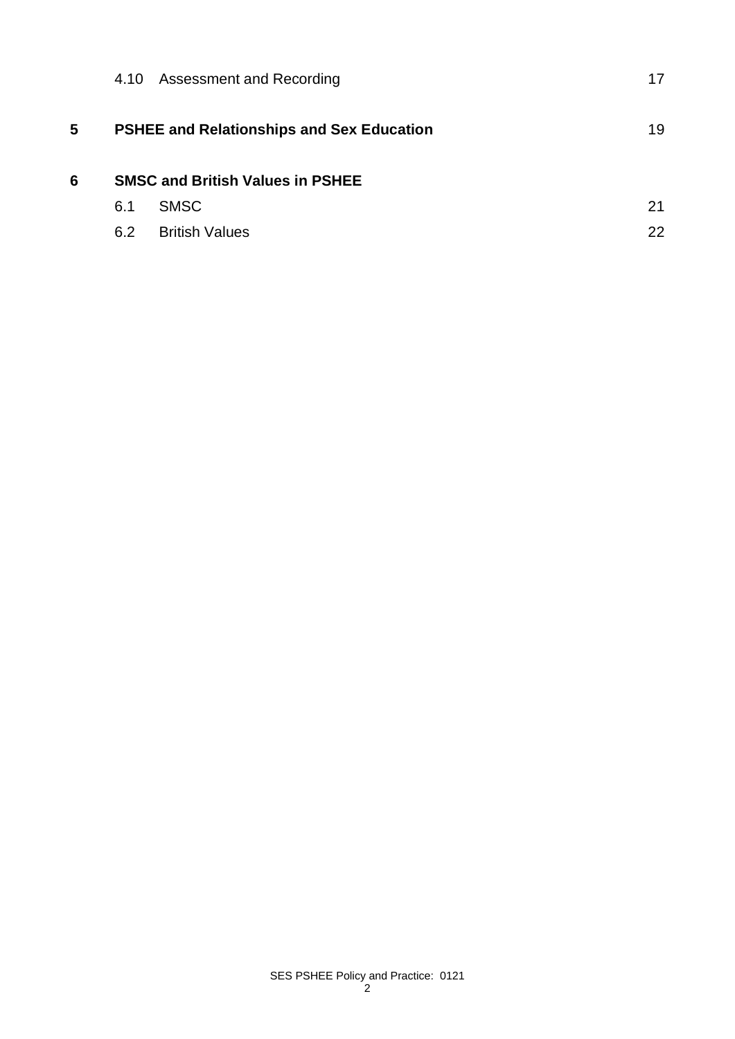| | | | |
|---|---|---|---|
| | 4.10 | Assessment and Recording | 17 |
| **5** | **PSHEE and Relationships and Sex Education** | | 19 |
| **6** | **SMSC and British Values in PSHEE** | | |
| | 6.1 | SMSC | 21 |
| | 6.2 | British Values | 22 |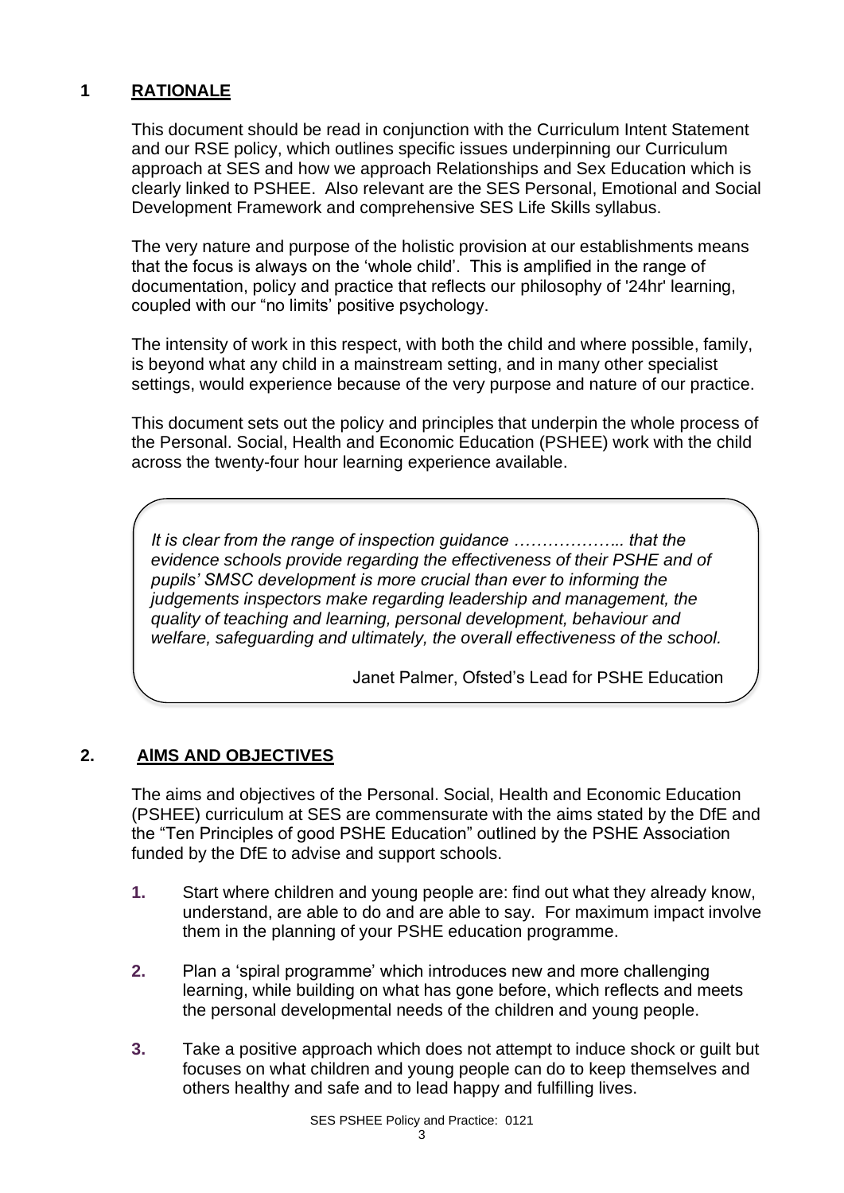## 1 RATIONALE

This document should be read in conjunction with the Curriculum Intent Statement and our RSE policy, which outlines specific issues underpinning our Curriculum approach at SES and how we approach Relationships and Sex Education which is clearly linked to PSHEE. Also relevant are the SES Personal, Emotional and Social Development Framework and comprehensive SES Life Skills syllabus.

The very nature and purpose of the holistic provision at our establishments means that the focus is always on the 'whole child'. This is amplified in the range of documentation, policy and practice that reflects our philosophy of '24hr' learning, coupled with our "no limits' positive psychology.

The intensity of work in this respect, with both the child and where possible, family, is beyond what any child in a mainstream setting, and in many other specialist settings, would experience because of the very purpose and nature of our practice.

This document sets out the policy and principles that underpin the whole process of the Personal. Social, Health and Economic Education (PSHEE) work with the child across the twenty-four hour learning experience available.

> *It is clear from the range of inspection guidance ……………….. that the evidence schools provide regarding the effectiveness of their PSHE and of pupils' SMSC development is more crucial than ever to informing the judgements inspectors make regarding leadership and management, the quality of teaching and learning, personal development, behaviour and welfare, safeguarding and ultimately, the overall effectiveness of the school.*
>
> Janet Palmer, Ofsted's Lead for PSHE Education

## 2. AIMS AND OBJECTIVES

The aims and objectives of the Personal. Social, Health and Economic Education (PSHEE) curriculum at SES are commensurate with the aims stated by the DfE and the "Ten Principles of good PSHE Education" outlined by the PSHE Association funded by the DfE to advise and support schools.

1. Start where children and young people are: find out what they already know, understand, are able to do and are able to say. For maximum impact involve them in the planning of your PSHE education programme.

2. Plan a 'spiral programme' which introduces new and more challenging learning, while building on what has gone before, which reflects and meets the personal developmental needs of the children and young people.

3. Take a positive approach which does not attempt to induce shock or guilt but focuses on what children and young people can do to keep themselves and others healthy and safe and to lead happy and fulfilling lives.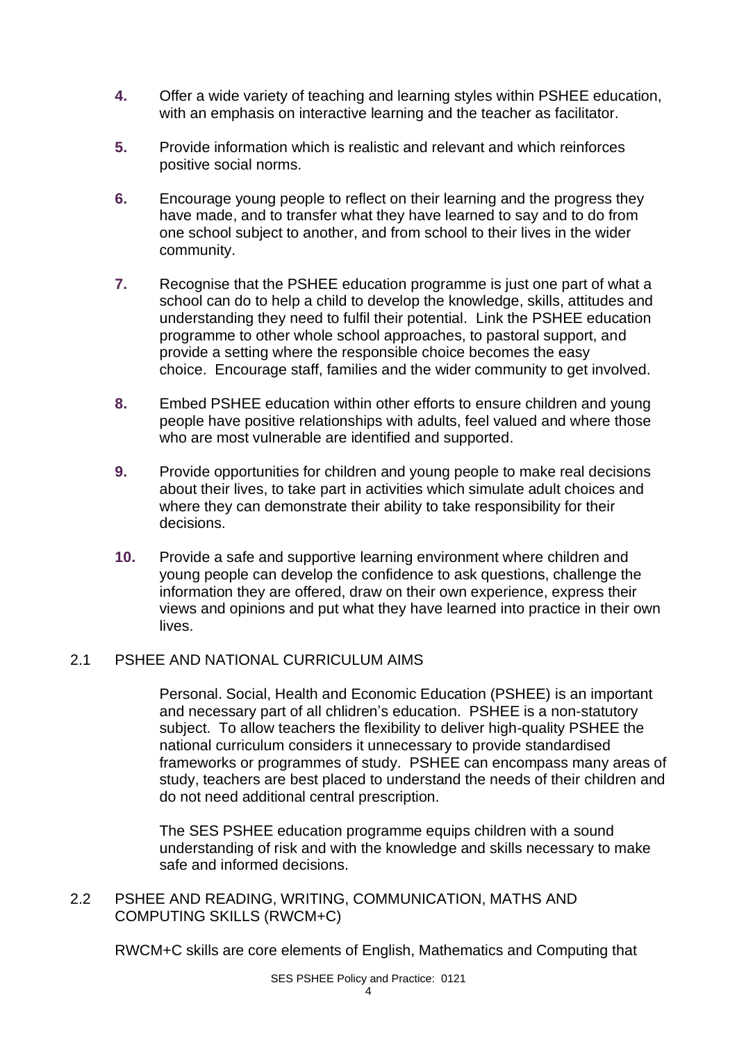4. Offer a wide variety of teaching and learning styles within PSHEE education, with an emphasis on interactive learning and the teacher as facilitator.

5. Provide information which is realistic and relevant and which reinforces positive social norms.

6. Encourage young people to reflect on their learning and the progress they have made, and to transfer what they have learned to say and to do from one school subject to another, and from school to their lives in the wider community.

7. Recognise that the PSHEE education programme is just one part of what a school can do to help a child to develop the knowledge, skills, attitudes and understanding they need to fulfil their potential. Link the PSHEE education programme to other whole school approaches, to pastoral support, and provide a setting where the responsible choice becomes the easy choice. Encourage staff, families and the wider community to get involved.

8. Embed PSHEE education within other efforts to ensure children and young people have positive relationships with adults, feel valued and where those who are most vulnerable are identified and supported.

9. Provide opportunities for children and young people to make real decisions about their lives, to take part in activities which simulate adult choices and where they can demonstrate their ability to take responsibility for their decisions.

10. Provide a safe and supportive learning environment where children and young people can develop the confidence to ask questions, challenge the information they are offered, draw on their own experience, express their views and opinions and put what they have learned into practice in their own lives.

## 2.1 PSHEE AND NATIONAL CURRICULUM AIMS

Personal. Social, Health and Economic Education (PSHEE) is an important and necessary part of all chlidren's education. PSHEE is a non-statutory subject. To allow teachers the flexibility to deliver high-quality PSHEE the national curriculum considers it unnecessary to provide standardised frameworks or programmes of study. PSHEE can encompass many areas of study, teachers are best placed to understand the needs of their children and do not need additional central prescription.

The SES PSHEE education programme equips children with a sound understanding of risk and with the knowledge and skills necessary to make safe and informed decisions.

## 2.2 PSHEE AND READING, WRITING, COMMUNICATION, MATHS AND COMPUTING SKILLS (RWCM+C)

RWCM+C skills are core elements of English, Mathematics and Computing that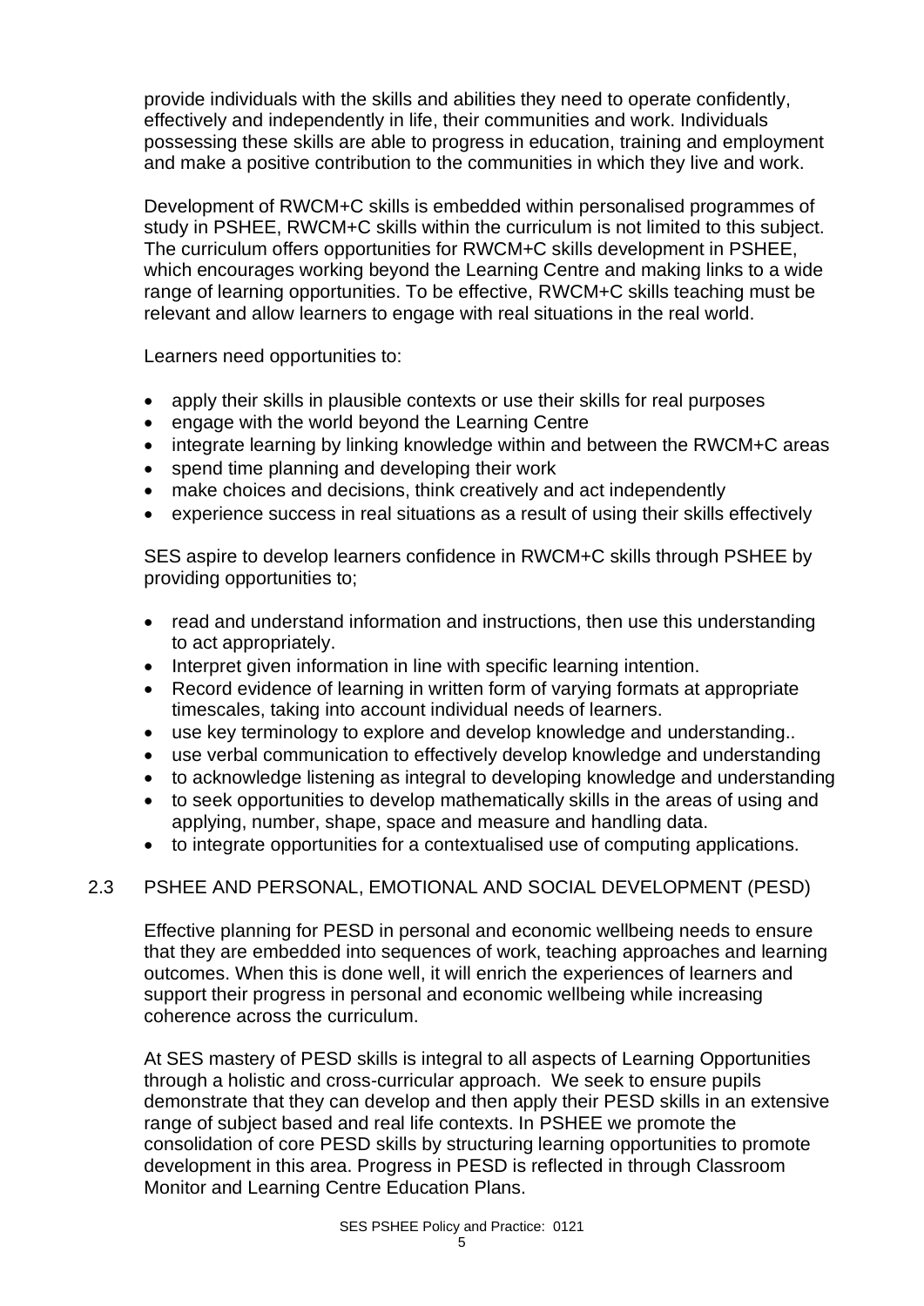provide individuals with the skills and abilities they need to operate confidently, effectively and independently in life, their communities and work. Individuals possessing these skills are able to progress in education, training and employment and make a positive contribution to the communities in which they live and work.

Development of RWCM+C skills is embedded within personalised programmes of study in PSHEE, RWCM+C skills within the curriculum is not limited to this subject. The curriculum offers opportunities for RWCM+C skills development in PSHEE, which encourages working beyond the Learning Centre and making links to a wide range of learning opportunities. To be effective, RWCM+C skills teaching must be relevant and allow learners to engage with real situations in the real world.

Learners need opportunities to:

- apply their skills in plausible contexts or use their skills for real purposes
- engage with the world beyond the Learning Centre
- integrate learning by linking knowledge within and between the RWCM+C areas
- spend time planning and developing their work
- make choices and decisions, think creatively and act independently
- experience success in real situations as a result of using their skills effectively

SES aspire to develop learners confidence in RWCM+C skills through PSHEE by providing opportunities to;

- read and understand information and instructions, then use this understanding to act appropriately.
- Interpret given information in line with specific learning intention.
- Record evidence of learning in written form of varying formats at appropriate timescales, taking into account individual needs of learners.
- use key terminology to explore and develop knowledge and understanding..
- use verbal communication to effectively develop knowledge and understanding
- to acknowledge listening as integral to developing knowledge and understanding
- to seek opportunities to develop mathematically skills in the areas of using and applying, number, shape, space and measure and handling data.
- to integrate opportunities for a contextualised use of computing applications.

## 2.3 PSHEE AND PERSONAL, EMOTIONAL AND SOCIAL DEVELOPMENT (PESD)

Effective planning for PESD in personal and economic wellbeing needs to ensure that they are embedded into sequences of work, teaching approaches and learning outcomes. When this is done well, it will enrich the experiences of learners and support their progress in personal and economic wellbeing while increasing coherence across the curriculum.

At SES mastery of PESD skills is integral to all aspects of Learning Opportunities through a holistic and cross-curricular approach. We seek to ensure pupils demonstrate that they can develop and then apply their PESD skills in an extensive range of subject based and real life contexts. In PSHEE we promote the consolidation of core PESD skills by structuring learning opportunities to promote development in this area. Progress in PESD is reflected in through Classroom Monitor and Learning Centre Education Plans.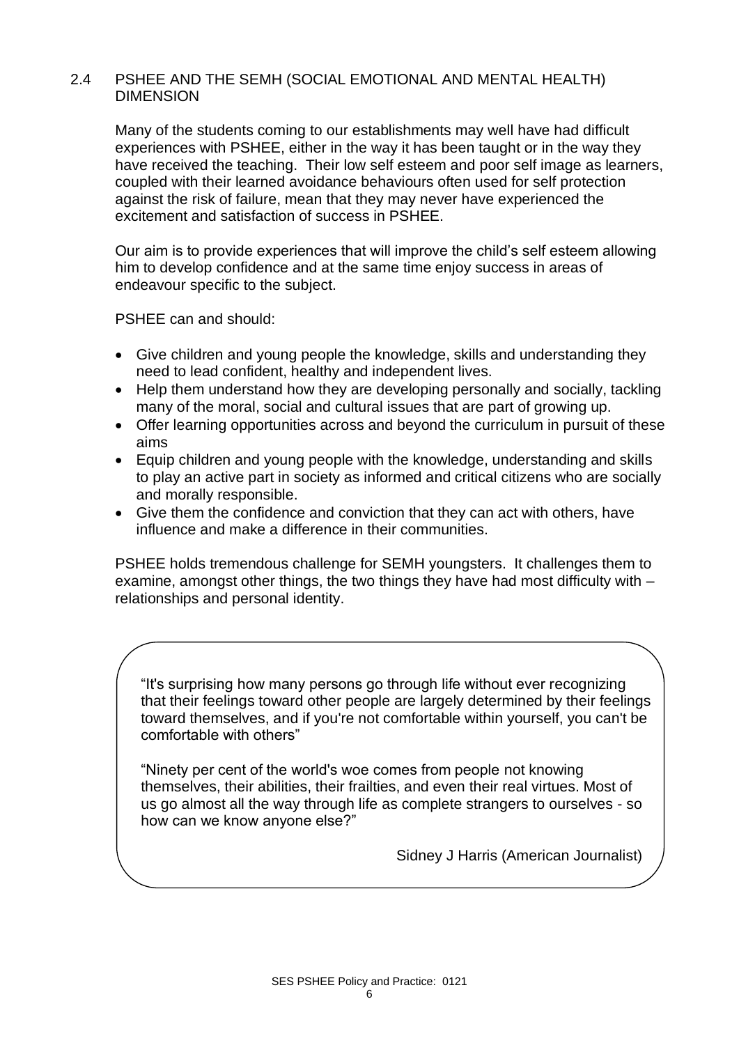## 2.4 PSHEE AND THE SEMH (SOCIAL EMOTIONAL AND MENTAL HEALTH) DIMENSION

Many of the students coming to our establishments may well have had difficult experiences with PSHEE, either in the way it has been taught or in the way they have received the teaching. Their low self esteem and poor self image as learners, coupled with their learned avoidance behaviours often used for self protection against the risk of failure, mean that they may never have experienced the excitement and satisfaction of success in PSHEE.

Our aim is to provide experiences that will improve the child's self esteem allowing him to develop confidence and at the same time enjoy success in areas of endeavour specific to the subject.

PSHEE can and should:

- Give children and young people the knowledge, skills and understanding they need to lead confident, healthy and independent lives.
- Help them understand how they are developing personally and socially, tackling many of the moral, social and cultural issues that are part of growing up.
- Offer learning opportunities across and beyond the curriculum in pursuit of these aims
- Equip children and young people with the knowledge, understanding and skills to play an active part in society as informed and critical citizens who are socially and morally responsible.
- Give them the confidence and conviction that they can act with others, have influence and make a difference in their communities.

PSHEE holds tremendous challenge for SEMH youngsters. It challenges them to examine, amongst other things, the two things they have had most difficulty with – relationships and personal identity.

> "It's surprising how many persons go through life without ever recognizing that their feelings toward other people are largely determined by their feelings toward themselves, and if you're not comfortable within yourself, you can't be comfortable with others"
>
> "Ninety per cent of the world's woe comes from people not knowing themselves, their abilities, their frailties, and even their real virtues. Most of us go almost all the way through life as complete strangers to ourselves - so how can we know anyone else?"
>
> Sidney J Harris (American Journalist)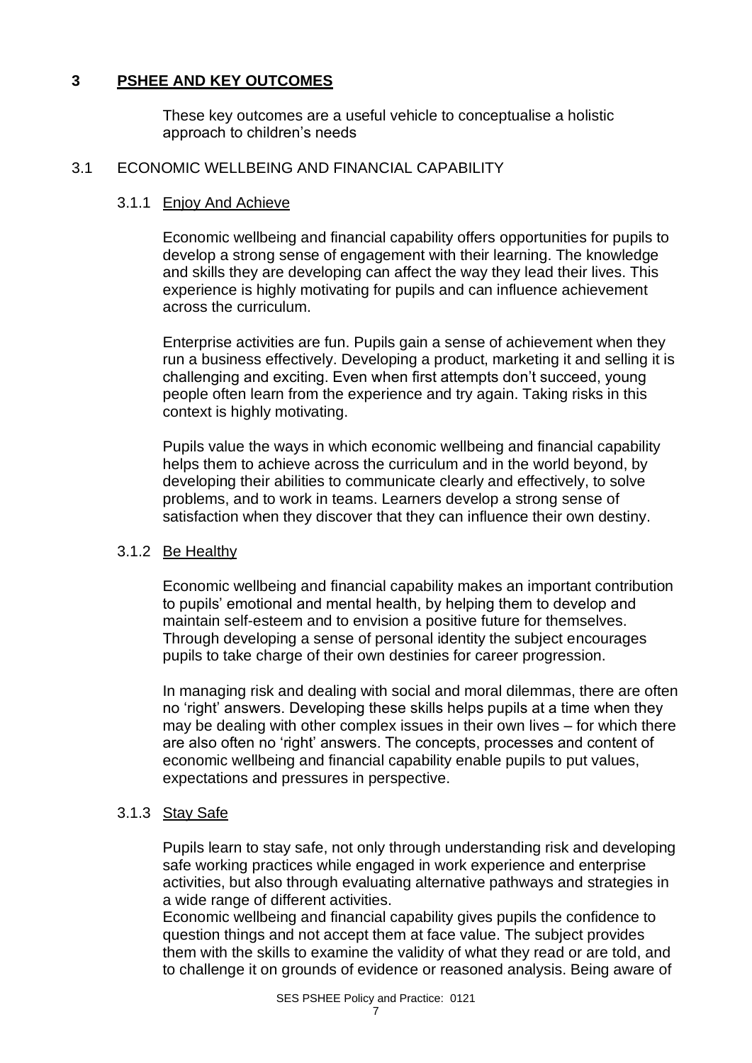## 3 PSHEE AND KEY OUTCOMES

These key outcomes are a useful vehicle to conceptualise a holistic approach to children's needs

### 3.1 ECONOMIC WELLBEING AND FINANCIAL CAPABILITY

#### 3.1.1 Enjoy And Achieve

Economic wellbeing and financial capability offers opportunities for pupils to develop a strong sense of engagement with their learning. The knowledge and skills they are developing can affect the way they lead their lives. This experience is highly motivating for pupils and can influence achievement across the curriculum.

Enterprise activities are fun. Pupils gain a sense of achievement when they run a business effectively. Developing a product, marketing it and selling it is challenging and exciting. Even when first attempts don't succeed, young people often learn from the experience and try again. Taking risks in this context is highly motivating.

Pupils value the ways in which economic wellbeing and financial capability helps them to achieve across the curriculum and in the world beyond, by developing their abilities to communicate clearly and effectively, to solve problems, and to work in teams. Learners develop a strong sense of satisfaction when they discover that they can influence their own destiny.

#### 3.1.2 Be Healthy

Economic wellbeing and financial capability makes an important contribution to pupils' emotional and mental health, by helping them to develop and maintain self-esteem and to envision a positive future for themselves. Through developing a sense of personal identity the subject encourages pupils to take charge of their own destinies for career progression.

In managing risk and dealing with social and moral dilemmas, there are often no 'right' answers. Developing these skills helps pupils at a time when they may be dealing with other complex issues in their own lives – for which there are also often no 'right' answers. The concepts, processes and content of economic wellbeing and financial capability enable pupils to put values, expectations and pressures in perspective.

#### 3.1.3 Stay Safe

Pupils learn to stay safe, not only through understanding risk and developing safe working practices while engaged in work experience and enterprise activities, but also through evaluating alternative pathways and strategies in a wide range of different activities.
Economic wellbeing and financial capability gives pupils the confidence to question things and not accept them at face value. The subject provides them with the skills to examine the validity of what they read or are told, and to challenge it on grounds of evidence or reasoned analysis. Being aware of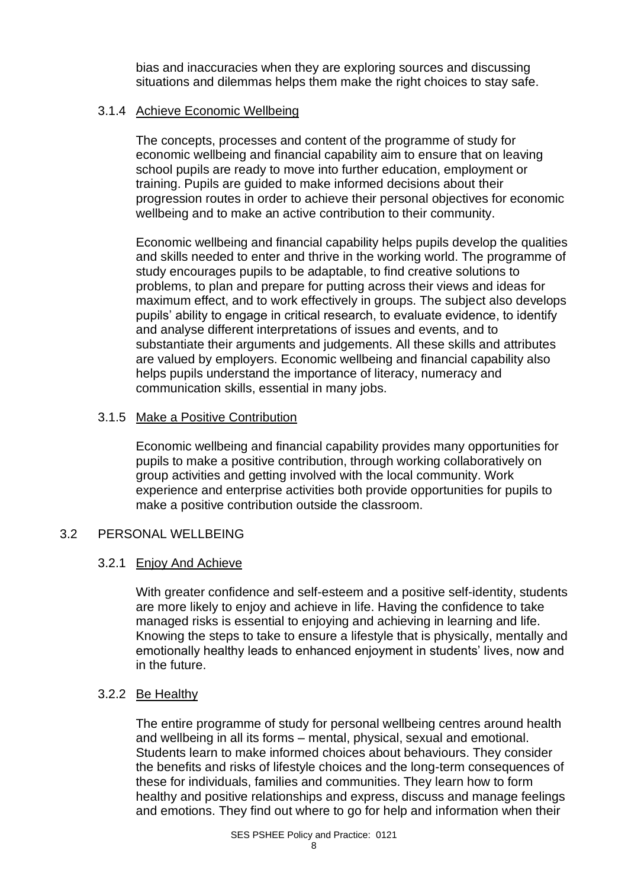bias and inaccuracies when they are exploring sources and discussing situations and dilemmas helps them make the right choices to stay safe.

### 3.1.4 Achieve Economic Wellbeing

The concepts, processes and content of the programme of study for economic wellbeing and financial capability aim to ensure that on leaving school pupils are ready to move into further education, employment or training. Pupils are guided to make informed decisions about their progression routes in order to achieve their personal objectives for economic wellbeing and to make an active contribution to their community.

Economic wellbeing and financial capability helps pupils develop the qualities and skills needed to enter and thrive in the working world. The programme of study encourages pupils to be adaptable, to find creative solutions to problems, to plan and prepare for putting across their views and ideas for maximum effect, and to work effectively in groups. The subject also develops pupils' ability to engage in critical research, to evaluate evidence, to identify and analyse different interpretations of issues and events, and to substantiate their arguments and judgements. All these skills and attributes are valued by employers. Economic wellbeing and financial capability also helps pupils understand the importance of literacy, numeracy and communication skills, essential in many jobs.

### 3.1.5 Make a Positive Contribution

Economic wellbeing and financial capability provides many opportunities for pupils to make a positive contribution, through working collaboratively on group activities and getting involved with the local community. Work experience and enterprise activities both provide opportunities for pupils to make a positive contribution outside the classroom.

## 3.2 PERSONAL WELLBEING

### 3.2.1 Enjoy And Achieve

With greater confidence and self-esteem and a positive self-identity, students are more likely to enjoy and achieve in life. Having the confidence to take managed risks is essential to enjoying and achieving in learning and life. Knowing the steps to take to ensure a lifestyle that is physically, mentally and emotionally healthy leads to enhanced enjoyment in students' lives, now and in the future.

### 3.2.2 Be Healthy

The entire programme of study for personal wellbeing centres around health and wellbeing in all its forms – mental, physical, sexual and emotional. Students learn to make informed choices about behaviours. They consider the benefits and risks of lifestyle choices and the long-term consequences of these for individuals, families and communities. They learn how to form healthy and positive relationships and express, discuss and manage feelings and emotions. They find out where to go for help and information when their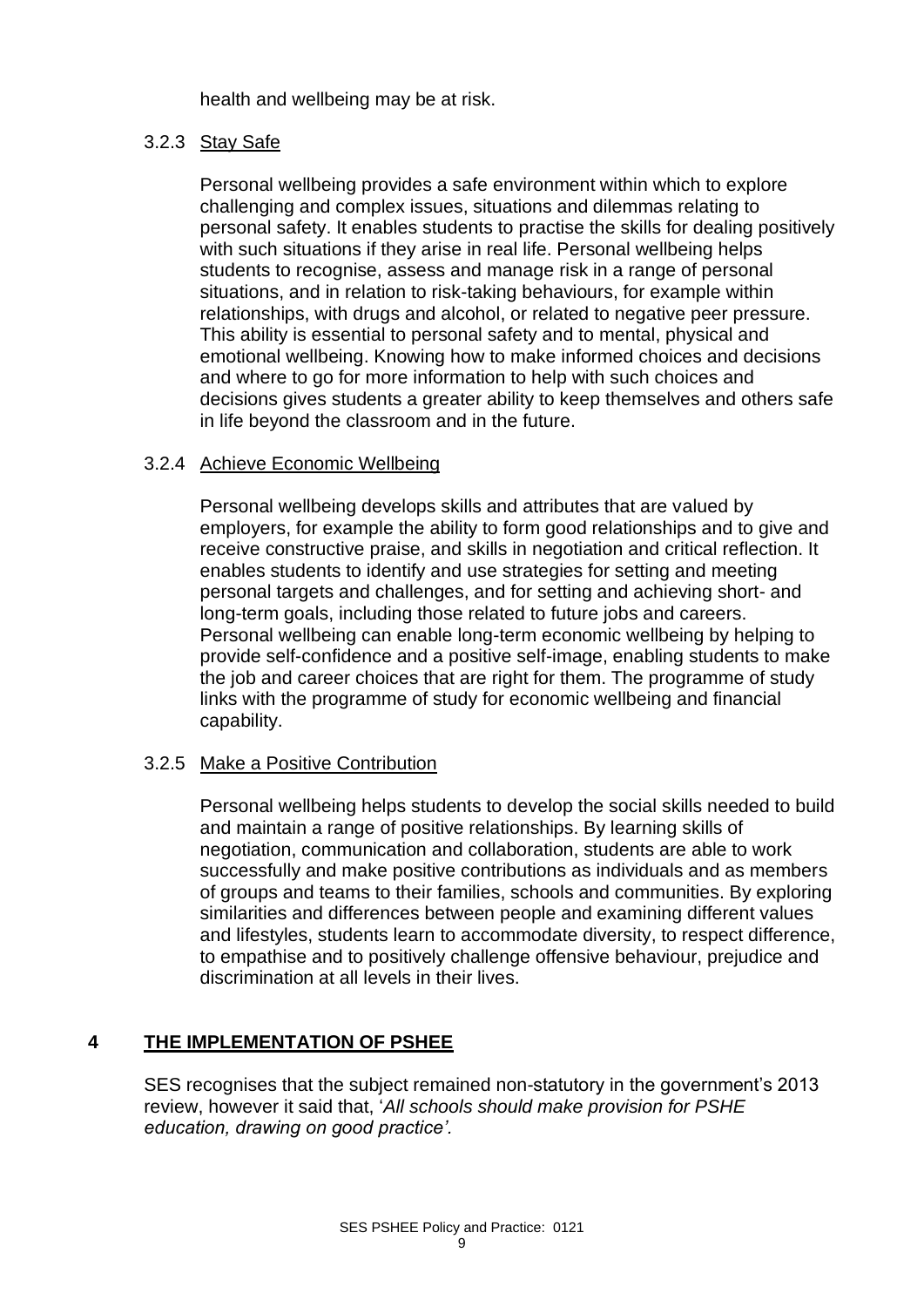health and wellbeing may be at risk.

### 3.2.3 Stay Safe

Personal wellbeing provides a safe environment within which to explore challenging and complex issues, situations and dilemmas relating to personal safety. It enables students to practise the skills for dealing positively with such situations if they arise in real life. Personal wellbeing helps students to recognise, assess and manage risk in a range of personal situations, and in relation to risk-taking behaviours, for example within relationships, with drugs and alcohol, or related to negative peer pressure. This ability is essential to personal safety and to mental, physical and emotional wellbeing. Knowing how to make informed choices and decisions and where to go for more information to help with such choices and decisions gives students a greater ability to keep themselves and others safe in life beyond the classroom and in the future.

### 3.2.4 Achieve Economic Wellbeing

Personal wellbeing develops skills and attributes that are valued by employers, for example the ability to form good relationships and to give and receive constructive praise, and skills in negotiation and critical reflection. It enables students to identify and use strategies for setting and meeting personal targets and challenges, and for setting and achieving short- and long-term goals, including those related to future jobs and careers. Personal wellbeing can enable long-term economic wellbeing by helping to provide self-confidence and a positive self-image, enabling students to make the job and career choices that are right for them. The programme of study links with the programme of study for economic wellbeing and financial capability.

### 3.2.5 Make a Positive Contribution

Personal wellbeing helps students to develop the social skills needed to build and maintain a range of positive relationships. By learning skills of negotiation, communication and collaboration, students are able to work successfully and make positive contributions as individuals and as members of groups and teams to their families, schools and communities. By exploring similarities and differences between people and examining different values and lifestyles, students learn to accommodate diversity, to respect difference, to empathise and to positively challenge offensive behaviour, prejudice and discrimination at all levels in their lives.

## 4 THE IMPLEMENTATION OF PSHEE

SES recognises that the subject remained non-statutory in the government's 2013 review, however it said that, '*All schools should make provision for PSHE education, drawing on good practice'.*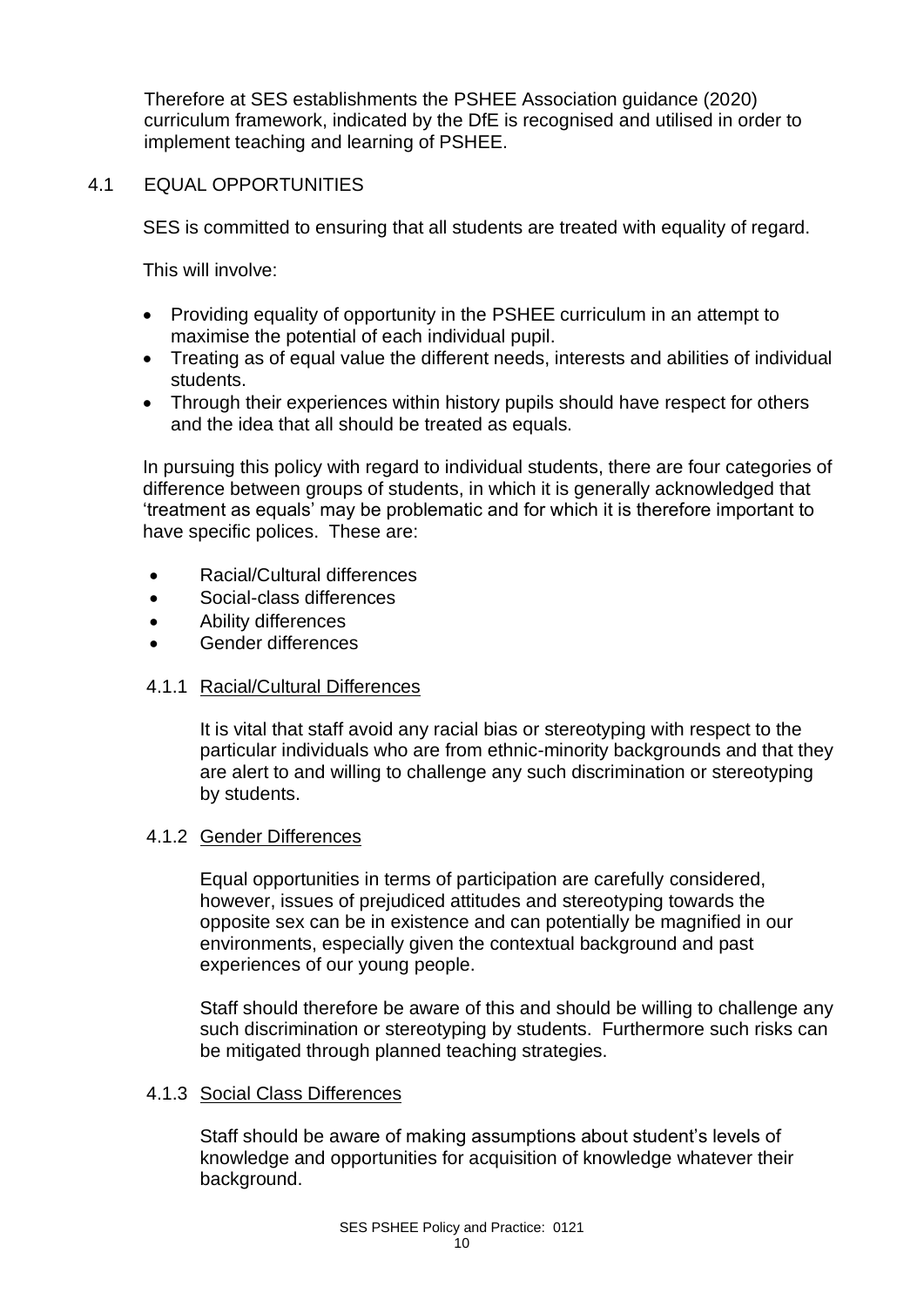Therefore at SES establishments the PSHEE Association guidance (2020) curriculum framework, indicated by the DfE is recognised and utilised in order to implement teaching and learning of PSHEE.

## 4.1 EQUAL OPPORTUNITIES

SES is committed to ensuring that all students are treated with equality of regard.

This will involve:

- Providing equality of opportunity in the PSHEE curriculum in an attempt to maximise the potential of each individual pupil.
- Treating as of equal value the different needs, interests and abilities of individual students.
- Through their experiences within history pupils should have respect for others and the idea that all should be treated as equals.

In pursuing this policy with regard to individual students, there are four categories of difference between groups of students, in which it is generally acknowledged that 'treatment as equals' may be problematic and for which it is therefore important to have specific polices. These are:

- Racial/Cultural differences
- Social-class differences
- Ability differences
- Gender differences

### 4.1.1 Racial/Cultural Differences

It is vital that staff avoid any racial bias or stereotyping with respect to the particular individuals who are from ethnic-minority backgrounds and that they are alert to and willing to challenge any such discrimination or stereotyping by students.

### 4.1.2 Gender Differences

Equal opportunities in terms of participation are carefully considered, however, issues of prejudiced attitudes and stereotyping towards the opposite sex can be in existence and can potentially be magnified in our environments, especially given the contextual background and past experiences of our young people.

Staff should therefore be aware of this and should be willing to challenge any such discrimination or stereotyping by students. Furthermore such risks can be mitigated through planned teaching strategies.

### 4.1.3 Social Class Differences

Staff should be aware of making assumptions about student's levels of knowledge and opportunities for acquisition of knowledge whatever their background.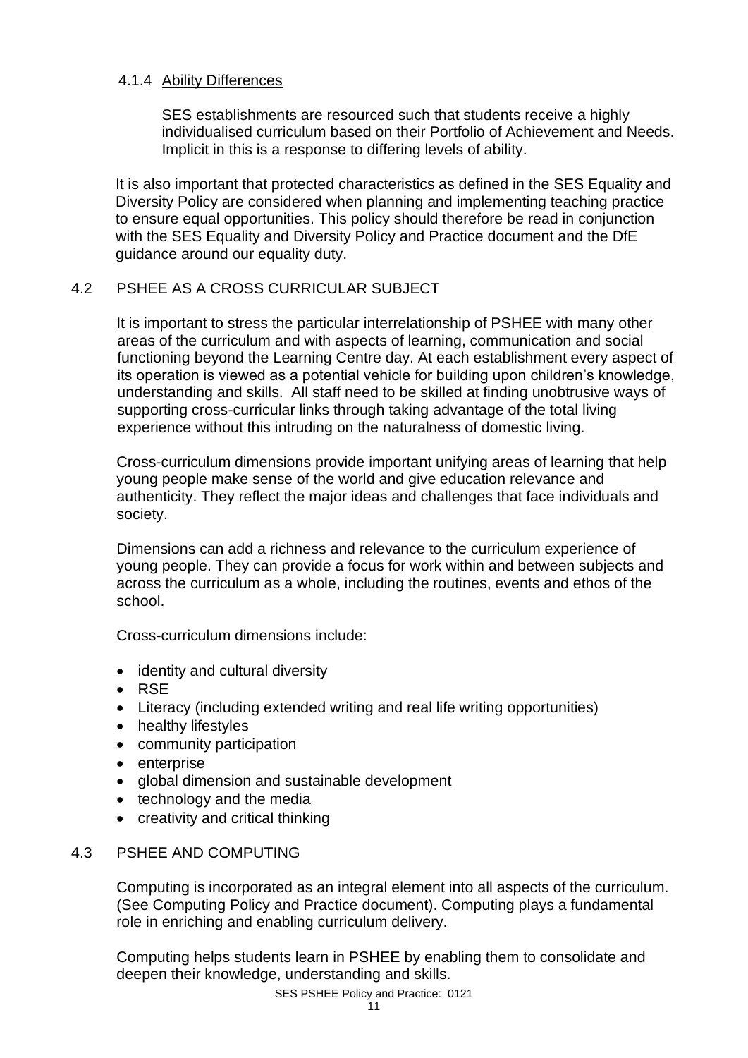#### 4.1.4 Ability Differences

SES establishments are resourced such that students receive a highly individualised curriculum based on their Portfolio of Achievement and Needs. Implicit in this is a response to differing levels of ability.

It is also important that protected characteristics as defined in the SES Equality and Diversity Policy are considered when planning and implementing teaching practice to ensure equal opportunities. This policy should therefore be read in conjunction with the SES Equality and Diversity Policy and Practice document and the DfE guidance around our equality duty.

### 4.2 PSHEE AS A CROSS CURRICULAR SUBJECT

It is important to stress the particular interrelationship of PSHEE with many other areas of the curriculum and with aspects of learning, communication and social functioning beyond the Learning Centre day. At each establishment every aspect of its operation is viewed as a potential vehicle for building upon children's knowledge, understanding and skills. All staff need to be skilled at finding unobtrusive ways of supporting cross-curricular links through taking advantage of the total living experience without this intruding on the naturalness of domestic living.

Cross-curriculum dimensions provide important unifying areas of learning that help young people make sense of the world and give education relevance and authenticity. They reflect the major ideas and challenges that face individuals and society.

Dimensions can add a richness and relevance to the curriculum experience of young people. They can provide a focus for work within and between subjects and across the curriculum as a whole, including the routines, events and ethos of the school.

Cross-curriculum dimensions include:

- identity and cultural diversity
- RSE
- Literacy (including extended writing and real life writing opportunities)
- healthy lifestyles
- community participation
- enterprise
- global dimension and sustainable development
- technology and the media
- creativity and critical thinking

### 4.3 PSHEE AND COMPUTING

Computing is incorporated as an integral element into all aspects of the curriculum. (See Computing Policy and Practice document). Computing plays a fundamental role in enriching and enabling curriculum delivery.

Computing helps students learn in PSHEE by enabling them to consolidate and deepen their knowledge, understanding and skills.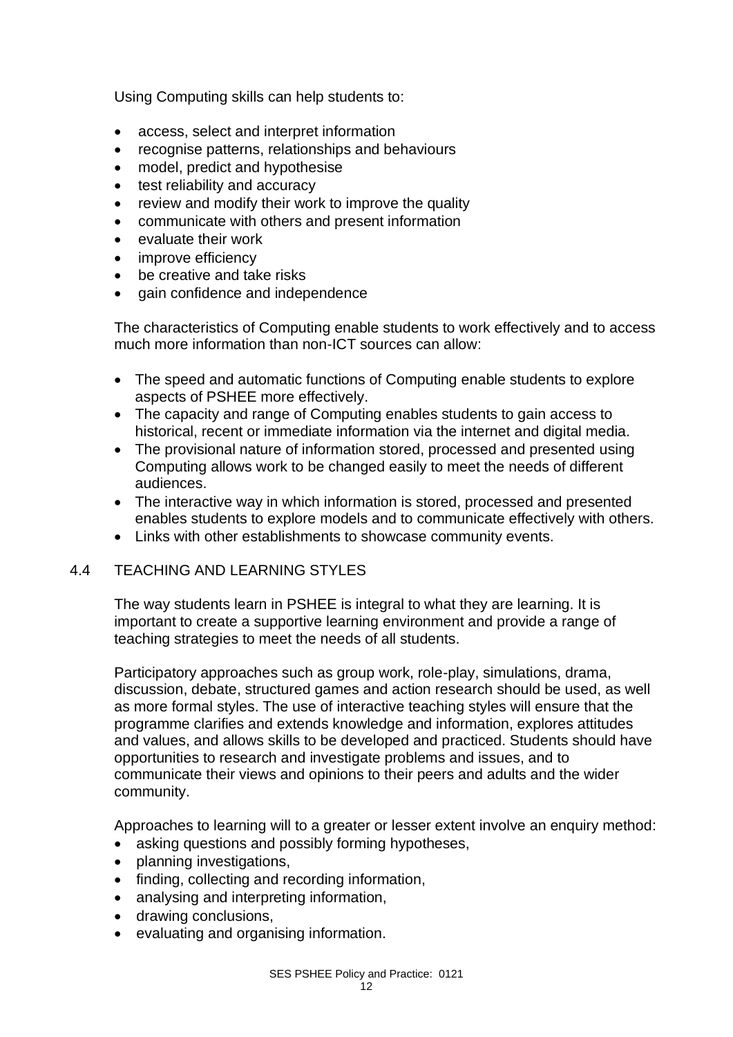Using Computing skills can help students to:

- access, select and interpret information
- recognise patterns, relationships and behaviours
- model, predict and hypothesise
- test reliability and accuracy
- review and modify their work to improve the quality
- communicate with others and present information
- evaluate their work
- improve efficiency
- be creative and take risks
- gain confidence and independence

The characteristics of Computing enable students to work effectively and to access much more information than non-ICT sources can allow:

- The speed and automatic functions of Computing enable students to explore aspects of PSHEE more effectively.
- The capacity and range of Computing enables students to gain access to historical, recent or immediate information via the internet and digital media.
- The provisional nature of information stored, processed and presented using Computing allows work to be changed easily to meet the needs of different audiences.
- The interactive way in which information is stored, processed and presented enables students to explore models and to communicate effectively with others.
- Links with other establishments to showcase community events.

## 4.4 TEACHING AND LEARNING STYLES

The way students learn in PSHEE is integral to what they are learning. It is important to create a supportive learning environment and provide a range of teaching strategies to meet the needs of all students.

Participatory approaches such as group work, role-play, simulations, drama, discussion, debate, structured games and action research should be used, as well as more formal styles. The use of interactive teaching styles will ensure that the programme clarifies and extends knowledge and information, explores attitudes and values, and allows skills to be developed and practiced. Students should have opportunities to research and investigate problems and issues, and to communicate their views and opinions to their peers and adults and the wider community.

Approaches to learning will to a greater or lesser extent involve an enquiry method:

- asking questions and possibly forming hypotheses,
- planning investigations,
- finding, collecting and recording information,
- analysing and interpreting information,
- drawing conclusions,
- evaluating and organising information.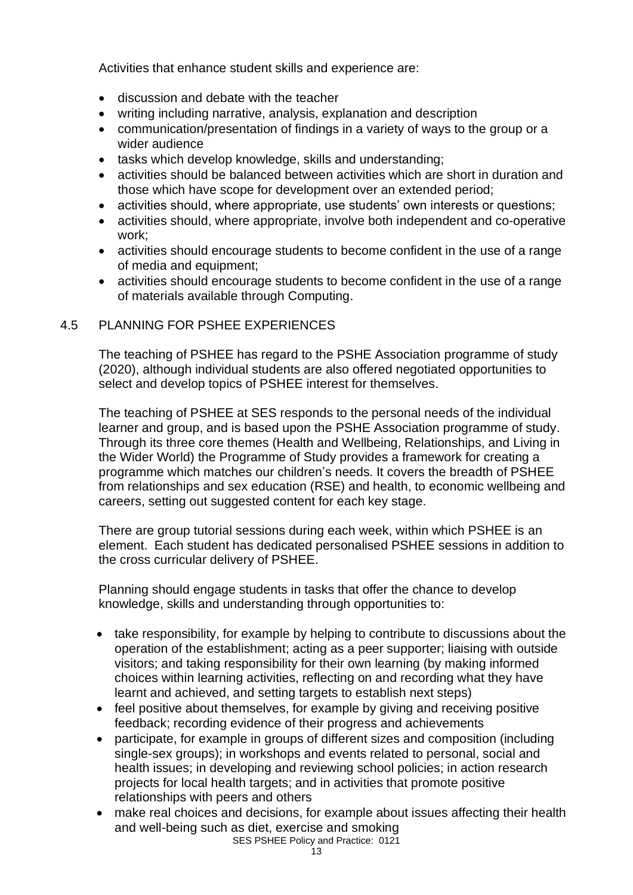Activities that enhance student skills and experience are:

- discussion and debate with the teacher
- writing including narrative, analysis, explanation and description
- communication/presentation of findings in a variety of ways to the group or a wider audience
- tasks which develop knowledge, skills and understanding;
- activities should be balanced between activities which are short in duration and those which have scope for development over an extended period;
- activities should, where appropriate, use students' own interests or questions;
- activities should, where appropriate, involve both independent and co-operative work;
- activities should encourage students to become confident in the use of a range of media and equipment;
- activities should encourage students to become confident in the use of a range of materials available through Computing.

## 4.5 PLANNING FOR PSHEE EXPERIENCES

The teaching of PSHEE has regard to the PSHE Association programme of study (2020), although individual students are also offered negotiated opportunities to select and develop topics of PSHEE interest for themselves.

The teaching of PSHEE at SES responds to the personal needs of the individual learner and group, and is based upon the PSHE Association programme of study. Through its three core themes (Health and Wellbeing, Relationships, and Living in the Wider World) the Programme of Study provides a framework for creating a programme which matches our children's needs. It covers the breadth of PSHEE from relationships and sex education (RSE) and health, to economic wellbeing and careers, setting out suggested content for each key stage.

There are group tutorial sessions during each week, within which PSHEE is an element. Each student has dedicated personalised PSHEE sessions in addition to the cross curricular delivery of PSHEE.

Planning should engage students in tasks that offer the chance to develop knowledge, skills and understanding through opportunities to:

- take responsibility, for example by helping to contribute to discussions about the operation of the establishment; acting as a peer supporter; liaising with outside visitors; and taking responsibility for their own learning (by making informed choices within learning activities, reflecting on and recording what they have learnt and achieved, and setting targets to establish next steps)
- feel positive about themselves, for example by giving and receiving positive feedback; recording evidence of their progress and achievements
- participate, for example in groups of different sizes and composition (including single-sex groups); in workshops and events related to personal, social and health issues; in developing and reviewing school policies; in action research projects for local health targets; and in activities that promote positive relationships with peers and others
- make real choices and decisions, for example about issues affecting their health and well-being such as diet, exercise and smoking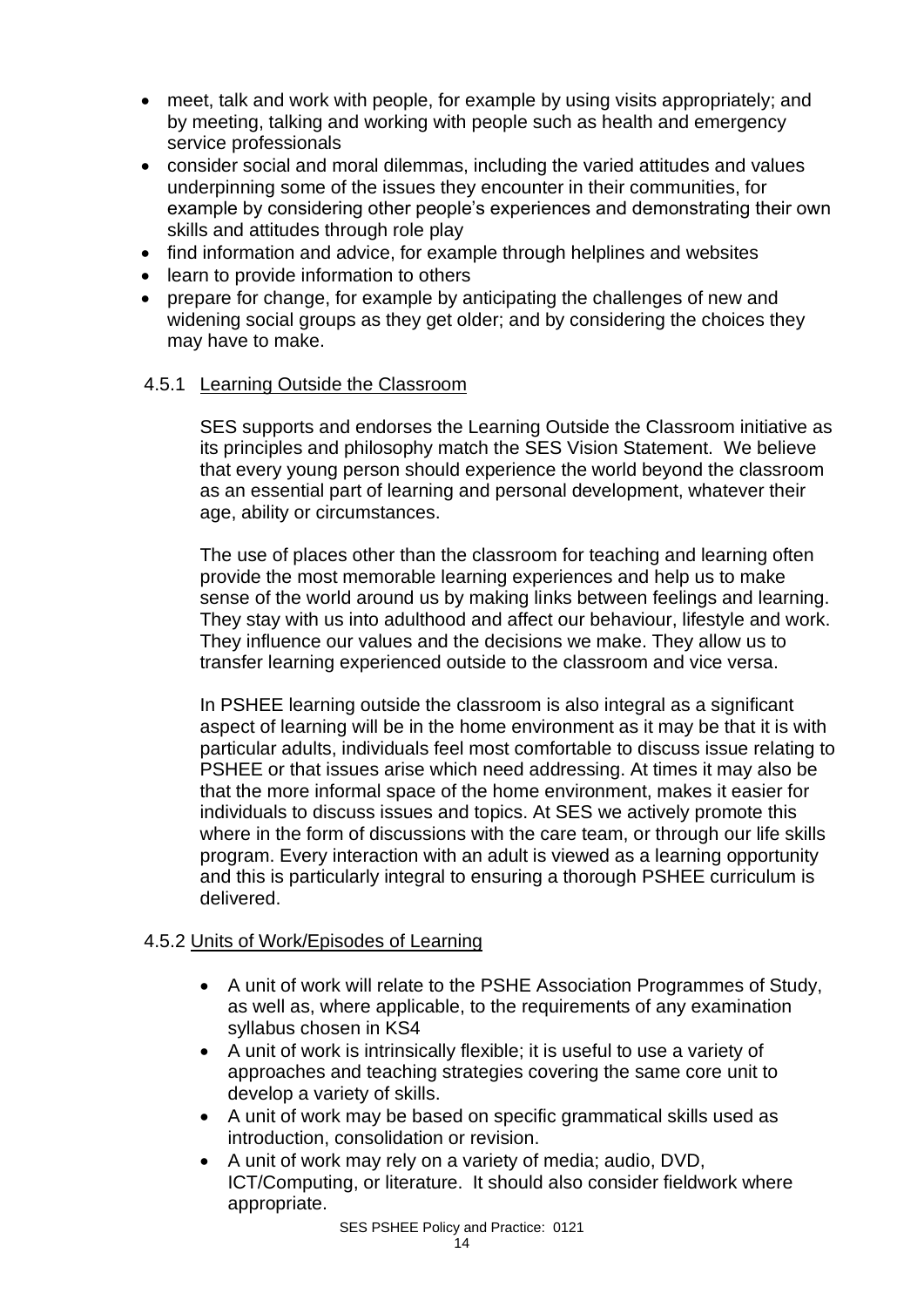- meet, talk and work with people, for example by using visits appropriately; and by meeting, talking and working with people such as health and emergency service professionals
- consider social and moral dilemmas, including the varied attitudes and values underpinning some of the issues they encounter in their communities, for example by considering other people's experiences and demonstrating their own skills and attitudes through role play
- find information and advice, for example through helplines and websites
- learn to provide information to others
- prepare for change, for example by anticipating the challenges of new and widening social groups as they get older; and by considering the choices they may have to make.

### 4.5.1 Learning Outside the Classroom

SES supports and endorses the Learning Outside the Classroom initiative as its principles and philosophy match the SES Vision Statement. We believe that every young person should experience the world beyond the classroom as an essential part of learning and personal development, whatever their age, ability or circumstances.

The use of places other than the classroom for teaching and learning often provide the most memorable learning experiences and help us to make sense of the world around us by making links between feelings and learning. They stay with us into adulthood and affect our behaviour, lifestyle and work. They influence our values and the decisions we make. They allow us to transfer learning experienced outside to the classroom and vice versa.

In PSHEE learning outside the classroom is also integral as a significant aspect of learning will be in the home environment as it may be that it is with particular adults, individuals feel most comfortable to discuss issue relating to PSHEE or that issues arise which need addressing. At times it may also be that the more informal space of the home environment, makes it easier for individuals to discuss issues and topics. At SES we actively promote this where in the form of discussions with the care team, or through our life skills program. Every interaction with an adult is viewed as a learning opportunity and this is particularly integral to ensuring a thorough PSHEE curriculum is delivered.

### 4.5.2 Units of Work/Episodes of Learning

- A unit of work will relate to the PSHE Association Programmes of Study, as well as, where applicable, to the requirements of any examination syllabus chosen in KS4
- A unit of work is intrinsically flexible; it is useful to use a variety of approaches and teaching strategies covering the same core unit to develop a variety of skills.
- A unit of work may be based on specific grammatical skills used as introduction, consolidation or revision.
- A unit of work may rely on a variety of media; audio, DVD, ICT/Computing, or literature. It should also consider fieldwork where appropriate.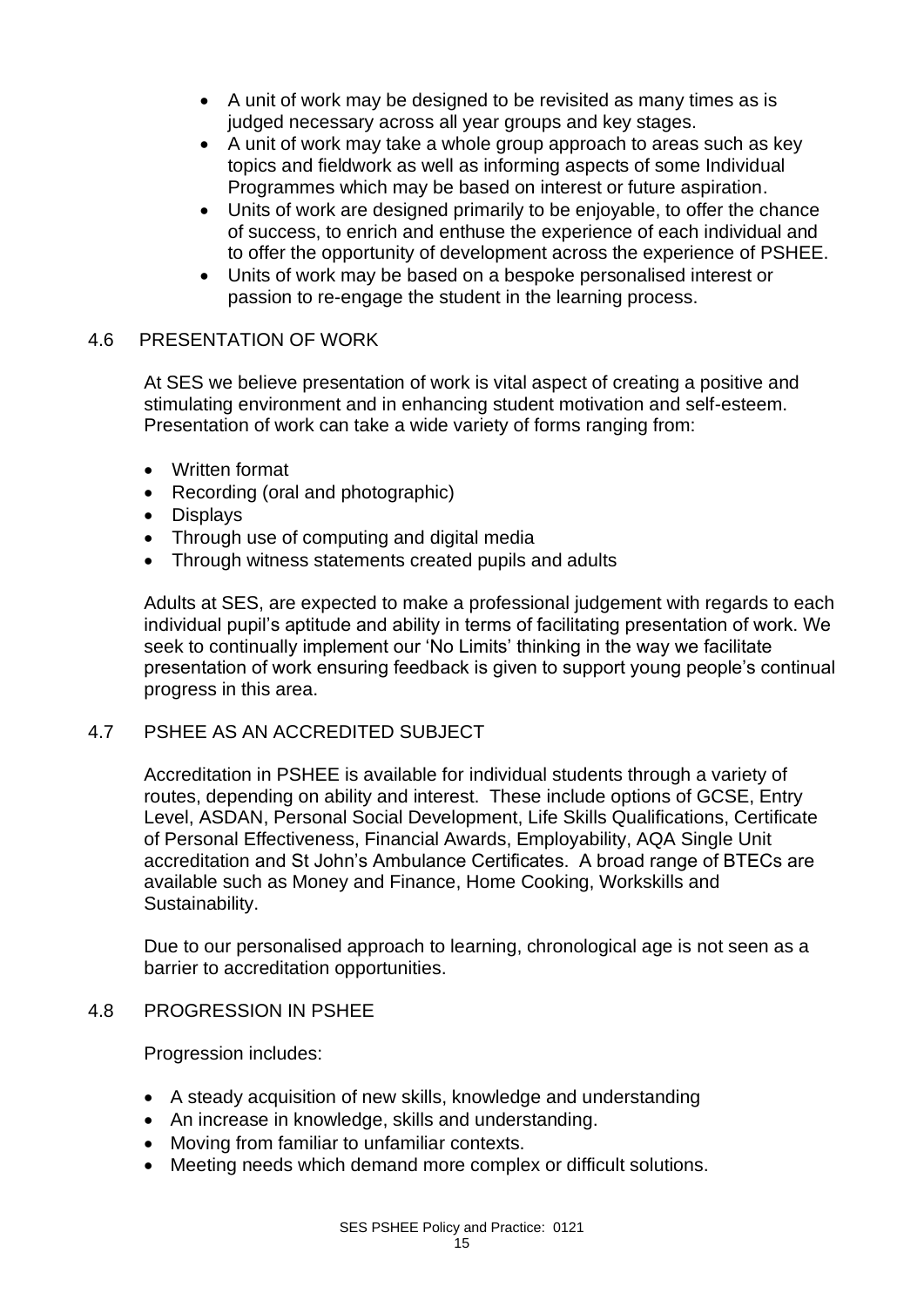- A unit of work may be designed to be revisited as many times as is judged necessary across all year groups and key stages.
- A unit of work may take a whole group approach to areas such as key topics and fieldwork as well as informing aspects of some Individual Programmes which may be based on interest or future aspiration.
- Units of work are designed primarily to be enjoyable, to offer the chance of success, to enrich and enthuse the experience of each individual and to offer the opportunity of development across the experience of PSHEE.
- Units of work may be based on a bespoke personalised interest or passion to re-engage the student in the learning process.

### 4.6 PRESENTATION OF WORK

At SES we believe presentation of work is vital aspect of creating a positive and stimulating environment and in enhancing student motivation and self-esteem. Presentation of work can take a wide variety of forms ranging from:

- Written format
- Recording (oral and photographic)
- Displays
- Through use of computing and digital media
- Through witness statements created pupils and adults

Adults at SES, are expected to make a professional judgement with regards to each individual pupil's aptitude and ability in terms of facilitating presentation of work. We seek to continually implement our 'No Limits' thinking in the way we facilitate presentation of work ensuring feedback is given to support young people's continual progress in this area.

### 4.7 PSHEE AS AN ACCREDITED SUBJECT

Accreditation in PSHEE is available for individual students through a variety of routes, depending on ability and interest. These include options of GCSE, Entry Level, ASDAN, Personal Social Development, Life Skills Qualifications, Certificate of Personal Effectiveness, Financial Awards, Employability, AQA Single Unit accreditation and St John's Ambulance Certificates. A broad range of BTECs are available such as Money and Finance, Home Cooking, Workskills and Sustainability.

Due to our personalised approach to learning, chronological age is not seen as a barrier to accreditation opportunities.

### 4.8 PROGRESSION IN PSHEE

Progression includes:

- A steady acquisition of new skills, knowledge and understanding
- An increase in knowledge, skills and understanding.
- Moving from familiar to unfamiliar contexts.
- Meeting needs which demand more complex or difficult solutions.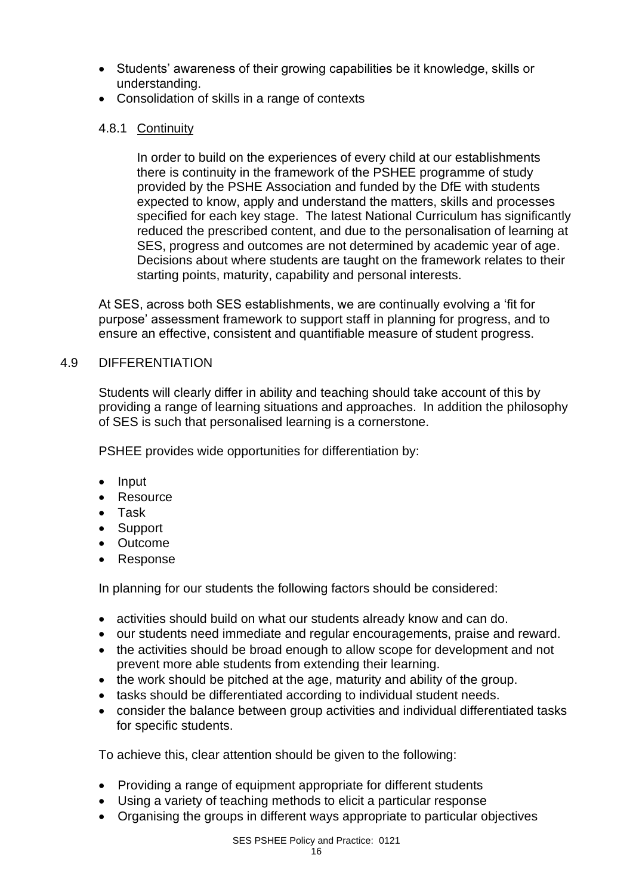- Students' awareness of their growing capabilities be it knowledge, skills or understanding.
- Consolidation of skills in a range of contexts

### 4.8.1 Continuity

In order to build on the experiences of every child at our establishments there is continuity in the framework of the PSHEE programme of study provided by the PSHE Association and funded by the DfE with students expected to know, apply and understand the matters, skills and processes specified for each key stage. The latest National Curriculum has significantly reduced the prescribed content, and due to the personalisation of learning at SES, progress and outcomes are not determined by academic year of age. Decisions about where students are taught on the framework relates to their starting points, maturity, capability and personal interests.

At SES, across both SES establishments, we are continually evolving a 'fit for purpose' assessment framework to support staff in planning for progress, and to ensure an effective, consistent and quantifiable measure of student progress.

## 4.9 DIFFERENTIATION

Students will clearly differ in ability and teaching should take account of this by providing a range of learning situations and approaches. In addition the philosophy of SES is such that personalised learning is a cornerstone.

PSHEE provides wide opportunities for differentiation by:

- Input
- Resource
- Task
- Support
- Outcome
- Response

In planning for our students the following factors should be considered:

- activities should build on what our students already know and can do.
- our students need immediate and regular encouragements, praise and reward.
- the activities should be broad enough to allow scope for development and not prevent more able students from extending their learning.
- the work should be pitched at the age, maturity and ability of the group.
- tasks should be differentiated according to individual student needs.
- consider the balance between group activities and individual differentiated tasks for specific students.

To achieve this, clear attention should be given to the following:

- Providing a range of equipment appropriate for different students
- Using a variety of teaching methods to elicit a particular response
- Organising the groups in different ways appropriate to particular objectives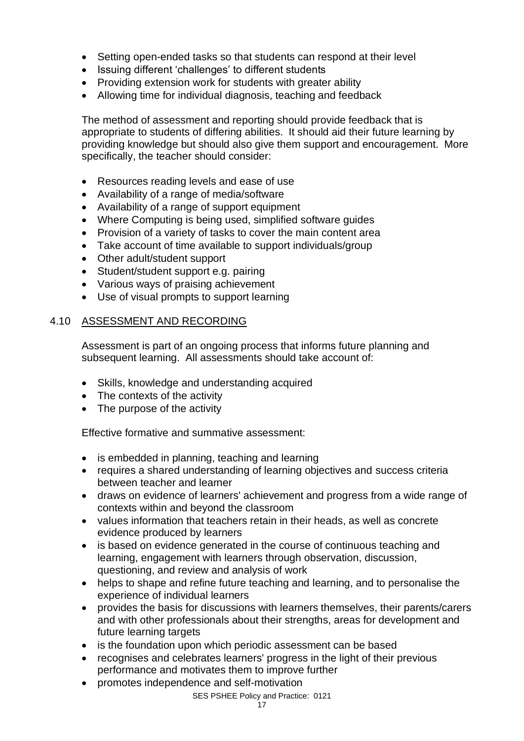- Setting open-ended tasks so that students can respond at their level
- Issuing different 'challenges' to different students
- Providing extension work for students with greater ability
- Allowing time for individual diagnosis, teaching and feedback

The method of assessment and reporting should provide feedback that is appropriate to students of differing abilities. It should aid their future learning by providing knowledge but should also give them support and encouragement. More specifically, the teacher should consider:

- Resources reading levels and ease of use
- Availability of a range of media/software
- Availability of a range of support equipment
- Where Computing is being used, simplified software guides
- Provision of a variety of tasks to cover the main content area
- Take account of time available to support individuals/group
- Other adult/student support
- Student/student support e.g. pairing
- Various ways of praising achievement
- Use of visual prompts to support learning

## 4.10 ASSESSMENT AND RECORDING

Assessment is part of an ongoing process that informs future planning and subsequent learning. All assessments should take account of:

- Skills, knowledge and understanding acquired
- The contexts of the activity
- The purpose of the activity

Effective formative and summative assessment:

- is embedded in planning, teaching and learning
- requires a shared understanding of learning objectives and success criteria between teacher and learner
- draws on evidence of learners' achievement and progress from a wide range of contexts within and beyond the classroom
- values information that teachers retain in their heads, as well as concrete evidence produced by learners
- is based on evidence generated in the course of continuous teaching and learning, engagement with learners through observation, discussion, questioning, and review and analysis of work
- helps to shape and refine future teaching and learning, and to personalise the experience of individual learners
- provides the basis for discussions with learners themselves, their parents/carers and with other professionals about their strengths, areas for development and future learning targets
- is the foundation upon which periodic assessment can be based
- recognises and celebrates learners' progress in the light of their previous performance and motivates them to improve further
- promotes independence and self-motivation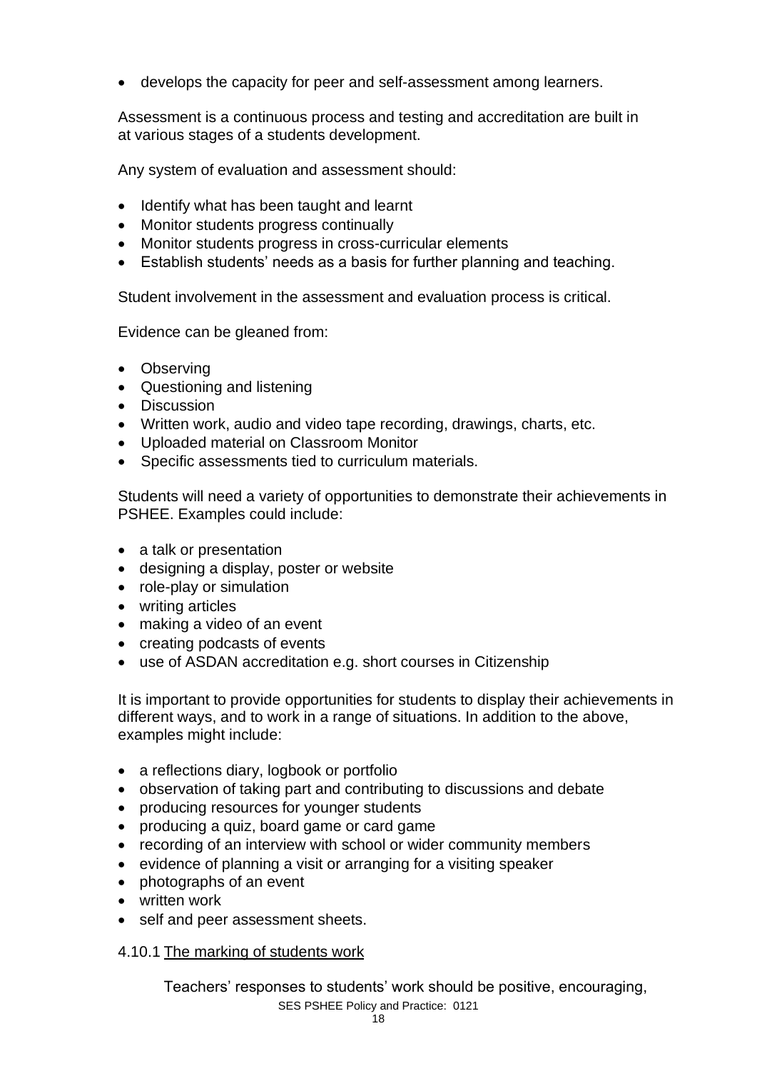- develops the capacity for peer and self-assessment among learners.

Assessment is a continuous process and testing and accreditation are built in at various stages of a students development.

Any system of evaluation and assessment should:

- Identify what has been taught and learnt
- Monitor students progress continually
- Monitor students progress in cross-curricular elements
- Establish students' needs as a basis for further planning and teaching.

Student involvement in the assessment and evaluation process is critical.

Evidence can be gleaned from:

- Observing
- Questioning and listening
- Discussion
- Written work, audio and video tape recording, drawings, charts, etc.
- Uploaded material on Classroom Monitor
- Specific assessments tied to curriculum materials.

Students will need a variety of opportunities to demonstrate their achievements in PSHEE. Examples could include:

- a talk or presentation
- designing a display, poster or website
- role-play or simulation
- writing articles
- making a video of an event
- creating podcasts of events
- use of ASDAN accreditation e.g. short courses in Citizenship

It is important to provide opportunities for students to display their achievements in different ways, and to work in a range of situations. In addition to the above, examples might include:

- a reflections diary, logbook or portfolio
- observation of taking part and contributing to discussions and debate
- producing resources for younger students
- producing a quiz, board game or card game
- recording of an interview with school or wider community members
- evidence of planning a visit or arranging for a visiting speaker
- photographs of an event
- written work
- self and peer assessment sheets.

#### 4.10.1 The marking of students work

Teachers' responses to students' work should be positive, encouraging,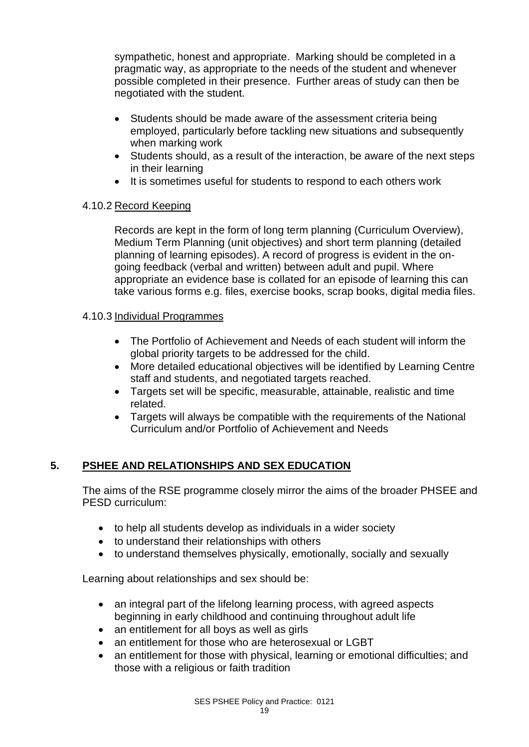sympathetic, honest and appropriate. Marking should be completed in a pragmatic way, as appropriate to the needs of the student and whenever possible completed in their presence. Further areas of study can then be negotiated with the student.

- Students should be made aware of the assessment criteria being employed, particularly before tackling new situations and subsequently when marking work
- Students should, as a result of the interaction, be aware of the next steps in their learning
- It is sometimes useful for students to respond to each others work

### 4.10.2 Record Keeping

Records are kept in the form of long term planning (Curriculum Overview), Medium Term Planning (unit objectives) and short term planning (detailed planning of learning episodes). A record of progress is evident in the on-going feedback (verbal and written) between adult and pupil. Where appropriate an evidence base is collated for an episode of learning this can take various forms e.g. files, exercise books, scrap books, digital media files.

### 4.10.3 Individual Programmes

- The Portfolio of Achievement and Needs of each student will inform the global priority targets to be addressed for the child.
- More detailed educational objectives will be identified by Learning Centre staff and students, and negotiated targets reached.
- Targets set will be specific, measurable, attainable, realistic and time related.
- Targets will always be compatible with the requirements of the National Curriculum and/or Portfolio of Achievement and Needs

## 5. PSHEE AND RELATIONSHIPS AND SEX EDUCATION

The aims of the RSE programme closely mirror the aims of the broader PHSEE and PESD curriculum:

- to help all students develop as individuals in a wider society
- to understand their relationships with others
- to understand themselves physically, emotionally, socially and sexually

Learning about relationships and sex should be:

- an integral part of the lifelong learning process, with agreed aspects beginning in early childhood and continuing throughout adult life
- an entitlement for all boys as well as girls
- an entitlement for those who are heterosexual or LGBT
- an entitlement for those with physical, learning or emotional difficulties; and those with a religious or faith tradition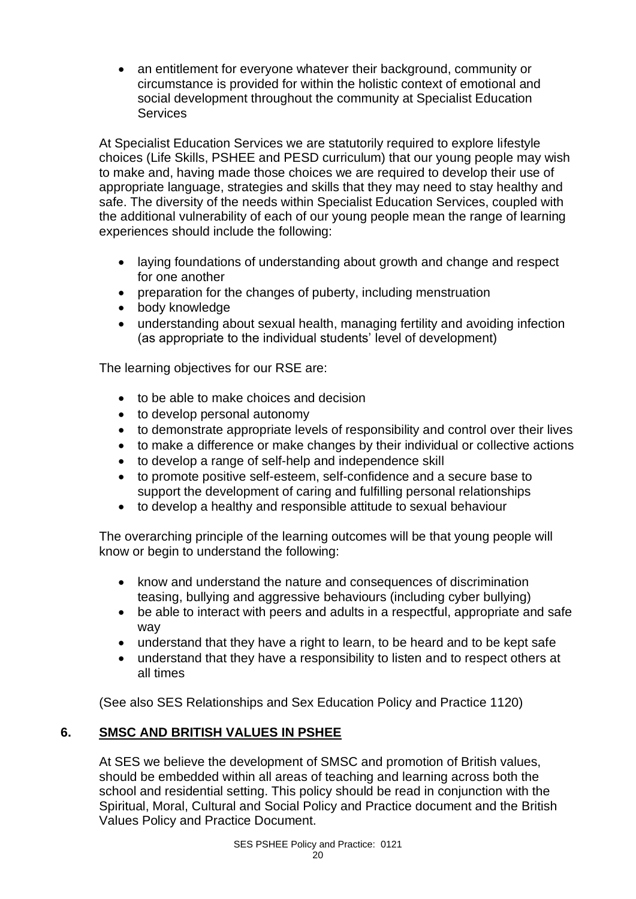- an entitlement for everyone whatever their background, community or circumstance is provided for within the holistic context of emotional and social development throughout the community at Specialist Education Services

At Specialist Education Services we are statutorily required to explore lifestyle choices (Life Skills, PSHEE and PESD curriculum) that our young people may wish to make and, having made those choices we are required to develop their use of appropriate language, strategies and skills that they may need to stay healthy and safe. The diversity of the needs within Specialist Education Services, coupled with the additional vulnerability of each of our young people mean the range of learning experiences should include the following:

- laying foundations of understanding about growth and change and respect for one another
- preparation for the changes of puberty, including menstruation
- body knowledge
- understanding about sexual health, managing fertility and avoiding infection (as appropriate to the individual students' level of development)

The learning objectives for our RSE are:

- to be able to make choices and decision
- to develop personal autonomy
- to demonstrate appropriate levels of responsibility and control over their lives
- to make a difference or make changes by their individual or collective actions
- to develop a range of self-help and independence skill
- to promote positive self-esteem, self-confidence and a secure base to support the development of caring and fulfilling personal relationships
- to develop a healthy and responsible attitude to sexual behaviour

The overarching principle of the learning outcomes will be that young people will know or begin to understand the following:

- know and understand the nature and consequences of discrimination teasing, bullying and aggressive behaviours (including cyber bullying)
- be able to interact with peers and adults in a respectful, appropriate and safe way
- understand that they have a right to learn, to be heard and to be kept safe
- understand that they have a responsibility to listen and to respect others at all times

(See also SES Relationships and Sex Education Policy and Practice 1120)

## 6. SMSC AND BRITISH VALUES IN PSHEE

At SES we believe the development of SMSC and promotion of British values, should be embedded within all areas of teaching and learning across both the school and residential setting. This policy should be read in conjunction with the Spiritual, Moral, Cultural and Social Policy and Practice document and the British Values Policy and Practice Document.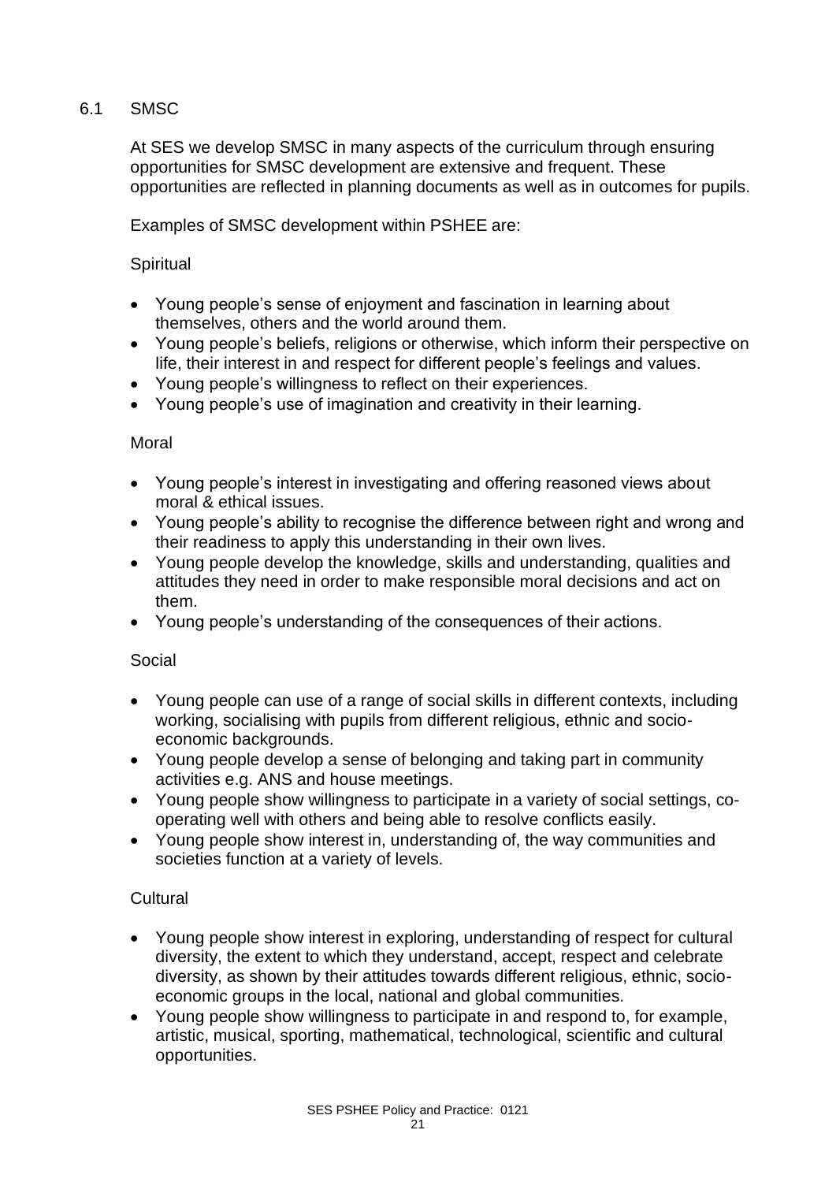## 6.1 SMSC

At SES we develop SMSC in many aspects of the curriculum through ensuring opportunities for SMSC development are extensive and frequent. These opportunities are reflected in planning documents as well as in outcomes for pupils.

Examples of SMSC development within PSHEE are:

### Spiritual

- Young people's sense of enjoyment and fascination in learning about themselves, others and the world around them.
- Young people's beliefs, religions or otherwise, which inform their perspective on life, their interest in and respect for different people's feelings and values.
- Young people's willingness to reflect on their experiences.
- Young people's use of imagination and creativity in their learning.

### Moral

- Young people's interest in investigating and offering reasoned views about moral & ethical issues.
- Young people's ability to recognise the difference between right and wrong and their readiness to apply this understanding in their own lives.
- Young people develop the knowledge, skills and understanding, qualities and attitudes they need in order to make responsible moral decisions and act on them.
- Young people's understanding of the consequences of their actions.

### Social

- Young people can use of a range of social skills in different contexts, including working, socialising with pupils from different religious, ethnic and socio-economic backgrounds.
- Young people develop a sense of belonging and taking part in community activities e.g. ANS and house meetings.
- Young people show willingness to participate in a variety of social settings, co-operating well with others and being able to resolve conflicts easily.
- Young people show interest in, understanding of, the way communities and societies function at a variety of levels.

### Cultural

- Young people show interest in exploring, understanding of respect for cultural diversity, the extent to which they understand, accept, respect and celebrate diversity, as shown by their attitudes towards different religious, ethnic, socio-economic groups in the local, national and global communities.
- Young people show willingness to participate in and respond to, for example, artistic, musical, sporting, mathematical, technological, scientific and cultural opportunities.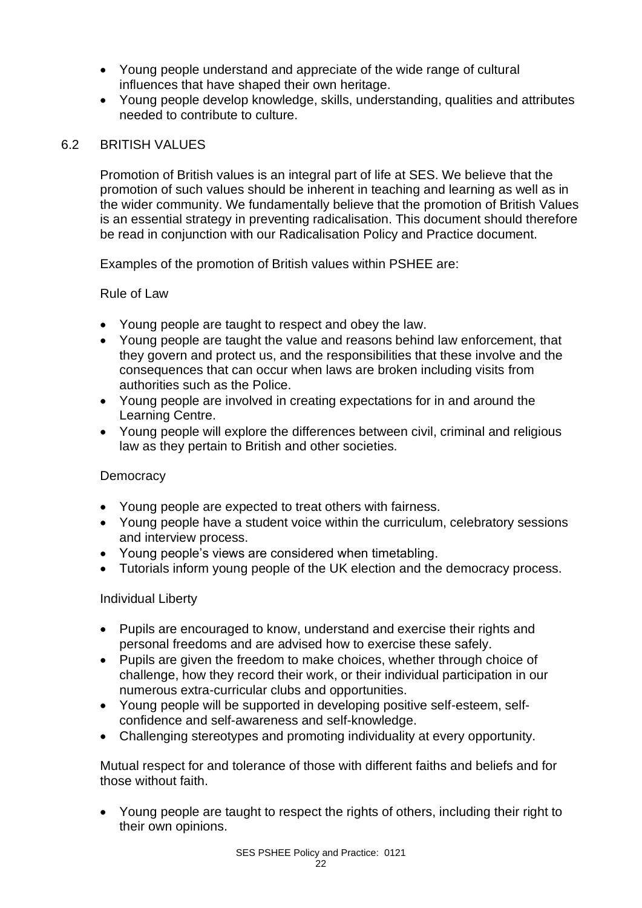- Young people understand and appreciate of the wide range of cultural influences that have shaped their own heritage.
- Young people develop knowledge, skills, understanding, qualities and attributes needed to contribute to culture.

## 6.2 BRITISH VALUES

Promotion of British values is an integral part of life at SES. We believe that the promotion of such values should be inherent in teaching and learning as well as in the wider community. We fundamentally believe that the promotion of British Values is an essential strategy in preventing radicalisation. This document should therefore be read in conjunction with our Radicalisation Policy and Practice document.

Examples of the promotion of British values within PSHEE are:

Rule of Law

- Young people are taught to respect and obey the law.
- Young people are taught the value and reasons behind law enforcement, that they govern and protect us, and the responsibilities that these involve and the consequences that can occur when laws are broken including visits from authorities such as the Police.
- Young people are involved in creating expectations for in and around the Learning Centre.
- Young people will explore the differences between civil, criminal and religious law as they pertain to British and other societies.

Democracy

- Young people are expected to treat others with fairness.
- Young people have a student voice within the curriculum, celebratory sessions and interview process.
- Young people's views are considered when timetabling.
- Tutorials inform young people of the UK election and the democracy process.

Individual Liberty

- Pupils are encouraged to know, understand and exercise their rights and personal freedoms and are advised how to exercise these safely.
- Pupils are given the freedom to make choices, whether through choice of challenge, how they record their work, or their individual participation in our numerous extra-curricular clubs and opportunities.
- Young people will be supported in developing positive self-esteem, self-confidence and self-awareness and self-knowledge.
- Challenging stereotypes and promoting individuality at every opportunity.

Mutual respect for and tolerance of those with different faiths and beliefs and for those without faith.

- Young people are taught to respect the rights of others, including their right to their own opinions.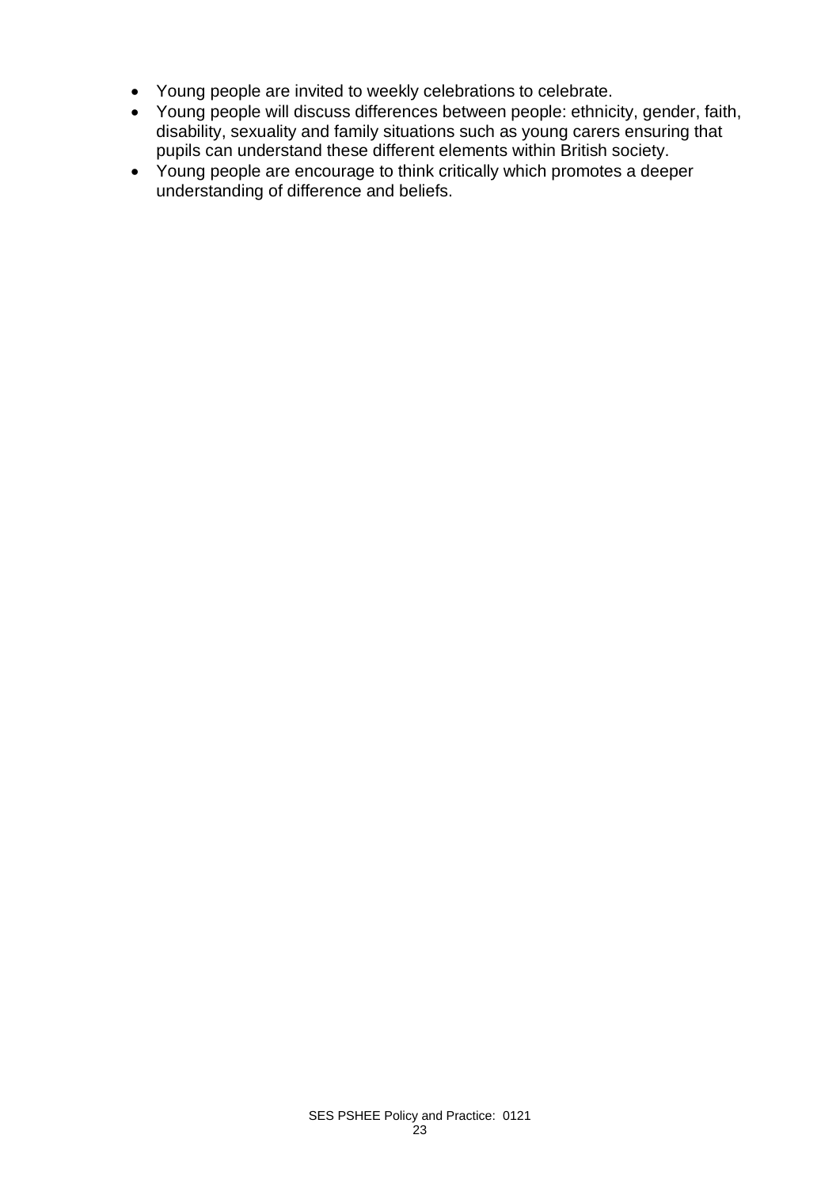- Young people are invited to weekly celebrations to celebrate.
- Young people will discuss differences between people: ethnicity, gender, faith, disability, sexuality and family situations such as young carers ensuring that pupils can understand these different elements within British society.
- Young people are encourage to think critically which promotes a deeper understanding of difference and beliefs.